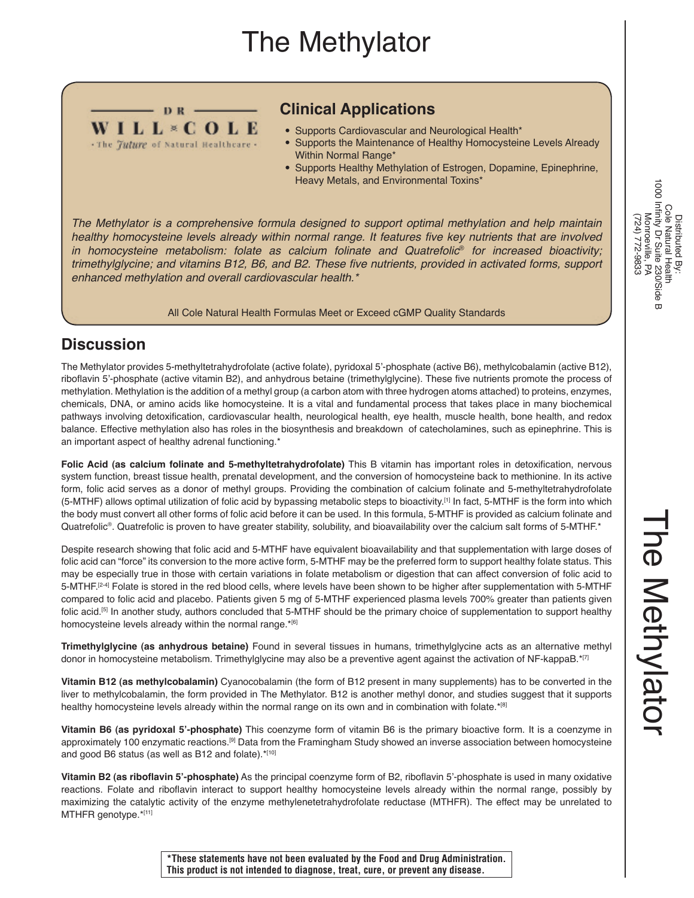# The Methylator

DR WILL COLE
· The Future of Natural Healthcare ·

## Clinical Applications

- Supports Cardiovascular and Neurological Health*
- Supports the Maintenance of Healthy Homocysteine Levels Already Within Normal Range*
- Supports Healthy Methylation of Estrogen, Dopamine, Epinephrine, Heavy Metals, and Environmental Toxins*

*The Methylator is a comprehensive formula designed to support optimal methylation and help maintain healthy homocysteine levels already within normal range. It features five key nutrients that are involved in homocysteine metabolism: folate as calcium folinate and Quatrefolic® for increased bioactivity; trimethylglycine; and vitamins B12, B6, and B2. These five nutrients, provided in activated forms, support enhanced methylation and overall cardiovascular health.**

All Cole Natural Health Formulas Meet or Exceed cGMP Quality Standards

Distributed By:
Cole Natural Health
1000 Infinity Dr Suite 230/Side B
Monroeville, PA
(724) 772-9833

## Discussion

The Methylator provides 5-methyltetrahydrofolate (active folate), pyridoxal 5'-phosphate (active B6), methylcobalamin (active B12), riboflavin 5'-phosphate (active vitamin B2), and anhydrous betaine (trimethylglycine). These five nutrients promote the process of methylation. Methylation is the addition of a methyl group (a carbon atom with three hydrogen atoms attached) to proteins, enzymes, chemicals, DNA, or amino acids like homocysteine. It is a vital and fundamental process that takes place in many biochemical pathways involving detoxification, cardiovascular health, neurological health, eye health, muscle health, bone health, and redox balance. Effective methylation also has roles in the biosynthesis and breakdown of catecholamines, such as epinephrine. This is an important aspect of healthy adrenal functioning.*

**Folic Acid (as calcium folinate and 5-methyltetrahydrofolate)** This B vitamin has important roles in detoxification, nervous system function, breast tissue health, prenatal development, and the conversion of homocysteine back to methionine. In its active form, folic acid serves as a donor of methyl groups. Providing the combination of calcium folinate and 5-methyltetrahydrofolate (5-MTHF) allows optimal utilization of folic acid by bypassing metabolic steps to bioactivity.[1] In fact, 5-MTHF is the form into which the body must convert all other forms of folic acid before it can be used. In this formula, 5-MTHF is provided as calcium folinate and Quatrefolic®. Quatrefolic is proven to have greater stability, solubility, and bioavailability over the calcium salt forms of 5-MTHF.*

Despite research showing that folic acid and 5-MTHF have equivalent bioavailability and that supplementation with large doses of folic acid can "force" its conversion to the more active form, 5-MTHF may be the preferred form to support healthy folate status. This may be especially true in those with certain variations in folate metabolism or digestion that can affect conversion of folic acid to 5-MTHF.[2-4] Folate is stored in the red blood cells, where levels have been shown to be higher after supplementation with 5-MTHF compared to folic acid and placebo. Patients given 5 mg of 5-MTHF experienced plasma levels 700% greater than patients given folic acid.[5] In another study, authors concluded that 5-MTHF should be the primary choice of supplementation to support healthy homocysteine levels already within the normal range.*[6]

**Trimethylglycine (as anhydrous betaine)** Found in several tissues in humans, trimethylglycine acts as an alternative methyl donor in homocysteine metabolism. Trimethylglycine may also be a preventive agent against the activation of NF-kappaB.*[7]

**Vitamin B12 (as methylcobalamin)** Cyanocobalamin (the form of B12 present in many supplements) has to be converted in the liver to methylcobalamin, the form provided in The Methylator. B12 is another methyl donor, and studies suggest that it supports healthy homocysteine levels already within the normal range on its own and in combination with folate.*[8]

**Vitamin B6 (as pyridoxal 5'-phosphate)** This coenzyme form of vitamin B6 is the primary bioactive form. It is a coenzyme in approximately 100 enzymatic reactions.[9] Data from the Framingham Study showed an inverse association between homocysteine and good B6 status (as well as B12 and folate).*[10]

**Vitamin B2 (as riboflavin 5'-phosphate)** As the principal coenzyme form of B2, riboflavin 5'-phosphate is used in many oxidative reactions. Folate and riboflavin interact to support healthy homocysteine levels already within the normal range, possibly by maximizing the catalytic activity of the enzyme methylenetetrahydrofolate reductase (MTHFR). The effect may be unrelated to MTHFR genotype.*[11]

**\*These statements have not been evaluated by the Food and Drug Administration. This product is not intended to diagnose, treat, cure, or prevent any disease.**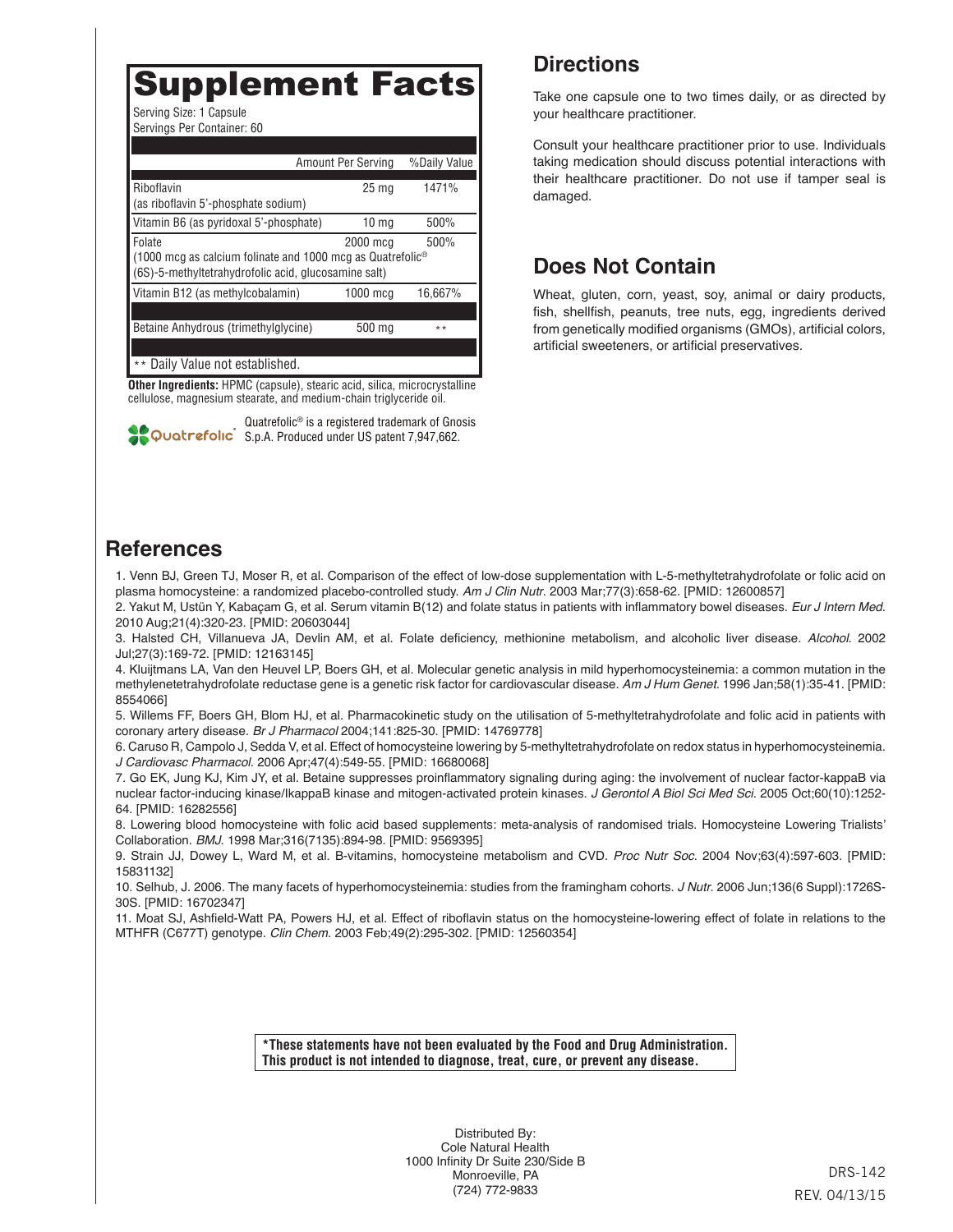# Supplement Facts

Serving Size: 1 Capsule
Servings Per Container: 60

| | Amount Per Serving | %Daily Value |
|---|---|---|
| Riboflavin (as riboflavin 5'-phosphate sodium) | 25 mg | 1471% |
| Vitamin B6 (as pyridoxal 5'-phosphate) | 10 mg | 500% |
| Folate (1000 mcg as calcium folinate and 1000 mcg as Quatrefolic® (6S)-5-methyltetrahydrofolic acid, glucosamine salt) | 2000 mcg | 500% |
| Vitamin B12 (as methylcobalamin) | 1000 mcg | 16,667% |
| Betaine Anhydrous (trimethylglycine) | 500 mg | ** |

** Daily Value not established.

**Other Ingredients:** HPMC (capsule), stearic acid, silica, microcrystalline cellulose, magnesium stearate, and medium-chain triglyceride oil.

Quatrefolic® is a registered trademark of Gnosis S.p.A. Produced under US patent 7,947,662.

## Directions

Take one capsule one to two times daily, or as directed by your healthcare practitioner.

Consult your healthcare practitioner prior to use. Individuals taking medication should discuss potential interactions with their healthcare practitioner. Do not use if tamper seal is damaged.

## Does Not Contain

Wheat, gluten, corn, yeast, soy, animal or dairy products, fish, shellfish, peanuts, tree nuts, egg, ingredients derived from genetically modified organisms (GMOs), artificial colors, artificial sweeteners, or artificial preservatives.

## References

1. Venn BJ, Green TJ, Moser R, et al. Comparison of the effect of low-dose supplementation with L-5-methyltetrahydrofolate or folic acid on plasma homocysteine: a randomized placebo-controlled study. *Am J Clin Nutr*. 2003 Mar;77(3):658-62. [PMID: 12600857]
2. Yakut M, Ustün Y, Kabaçam G, et al. Serum vitamin B(12) and folate status in patients with inflammatory bowel diseases. *Eur J Intern Med*. 2010 Aug;21(4):320-23. [PMID: 20603044]
3. Halsted CH, Villanueva JA, Devlin AM, et al. Folate deficiency, methionine metabolism, and alcoholic liver disease. *Alcohol*. 2002 Jul;27(3):169-72. [PMID: 12163145]
4. Kluijtmans LA, Van den Heuvel LP, Boers GH, et al. Molecular genetic analysis in mild hyperhomocysteinemia: a common mutation in the methylenetetrahydrofolate reductase gene is a genetic risk factor for cardiovascular disease. *Am J Hum Genet*. 1996 Jan;58(1):35-41. [PMID: 8554066]
5. Willems FF, Boers GH, Blom HJ, et al. Pharmacokinetic study on the utilisation of 5-methyltetrahydrofolate and folic acid in patients with coronary artery disease. *Br J Pharmacol* 2004;141:825-30. [PMID: 14769778]
6. Caruso R, Campolo J, Sedda V, et al. Effect of homocysteine lowering by 5-methyltetrahydrofolate on redox status in hyperhomocysteinemia. *J Cardiovasc Pharmacol*. 2006 Apr;47(4):549-55. [PMID: 16680068]
7. Go EK, Jung KJ, Kim JY, et al. Betaine suppresses proinflammatory signaling during aging: the involvement of nuclear factor-kappaB via nuclear factor-inducing kinase/IkappaB kinase and mitogen-activated protein kinases. *J Gerontol A Biol Sci Med Sci*. 2005 Oct;60(10):1252-64. [PMID: 16282556]
8. Lowering blood homocysteine with folic acid based supplements: meta-analysis of randomised trials. Homocysteine Lowering Trialists' Collaboration. *BMJ.* 1998 Mar;316(7135):894-98. [PMID: 9569395]
9. Strain JJ, Dowey L, Ward M, et al. B-vitamins, homocysteine metabolism and CVD. *Proc Nutr Soc.* 2004 Nov;63(4):597-603. [PMID: 15831132]
10. Selhub, J. 2006. The many facets of hyperhomocysteinemia: studies from the framingham cohorts. *J Nutr.* 2006 Jun;136(6 Suppl):1726S-30S. [PMID: 16702347]
11. Moat SJ, Ashfield-Watt PA, Powers HJ, et al. Effect of riboflavin status on the homocysteine-lowering effect of folate in relations to the MTHFR (C677T) genotype. *Clin Chem.* 2003 Feb;49(2):295-302. [PMID: 12560354]

**\*These statements have not been evaluated by the Food and Drug Administration. This product is not intended to diagnose, treat, cure, or prevent any disease.**

Distributed By:
Cole Natural Health
1000 Infinity Dr Suite 230/Side B
Monroeville, PA
(724) 772-9833

DRS-142
REV. 04/13/15